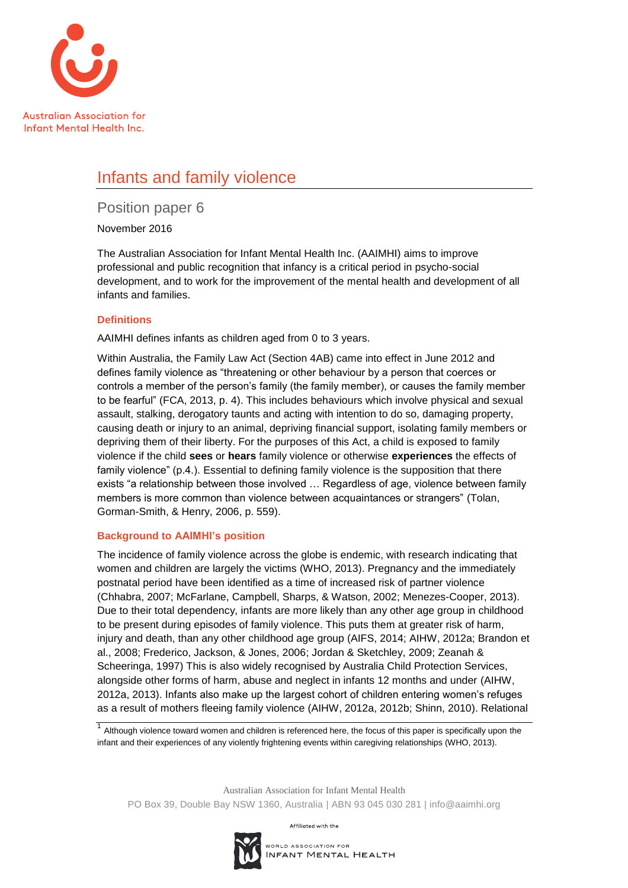Australian Association for Infant Mental Health Inc.

# Infants and family violence

## Position paper 6

November 2016

The Australian Association for Infant Mental Health Inc. (AAIMHI) aims to improve professional and public recognition that infancy is a critical period in psycho-social development, and to work for the improvement of the mental health and development of all infants and families.

### Definitions

AAIMHI defines infants as children aged from 0 to 3 years.

Within Australia, the Family Law Act (Section 4AB) came into effect in June 2012 and defines family violence as "threatening or other behaviour by a person that coerces or controls a member of the person's family (the family member), or causes the family member to be fearful" (FCA, 2013, p. 4). This includes behaviours which involve physical and sexual assault, stalking, derogatory taunts and acting with intention to do so, damaging property, causing death or injury to an animal, depriving financial support, isolating family members or depriving them of their liberty. For the purposes of this Act, a child is exposed to family violence if the child **sees** or **hears** family violence or otherwise **experiences** the effects of family violence" (p.4.). Essential to defining family violence is the supposition that there exists "a relationship between those involved … Regardless of age, violence between family members is more common than violence between acquaintances or strangers" (Tolan, Gorman-Smith, & Henry, 2006, p. 559).

### Background to AAIMHI's position

The incidence of family violence across the globe is endemic, with research indicating that women and children are largely the victims (WHO, 2013). Pregnancy and the immediately postnatal period have been identified as a time of increased risk of partner violence (Chhabra, 2007; McFarlane, Campbell, Sharps, & Watson, 2002; Menezes-Cooper, 2013). Due to their total dependency, infants are more likely than any other age group in childhood to be present during episodes of family violence. This puts them at greater risk of harm, injury and death, than any other childhood age group (AIFS, 2014; AIHW, 2012a; Brandon et al., 2008; Frederico, Jackson, & Jones, 2006; Jordan & Sketchley, 2009; Zeanah & Scheeringa, 1997) This is also widely recognised by Australia Child Protection Services, alongside other forms of harm, abuse and neglect in infants 12 months and under (AIHW, 2012a, 2013). Infants also make up the largest cohort of children entering women's refuges as a result of mothers fleeing family violence (AIHW, 2012a, 2012b; Shinn, 2010). Relational

[1] Although violence toward women and children is referenced here, the focus of this paper is specifically upon the infant and their experiences of any violently frightening events within caregiving relationships (WHO, 2013).

Australian Association for Infant Mental Health
PO Box 39, Double Bay NSW 1360, Australia | ABN 93 045 030 281 | info@aaimhi.org

Affiliated with the World Association for Infant Mental Health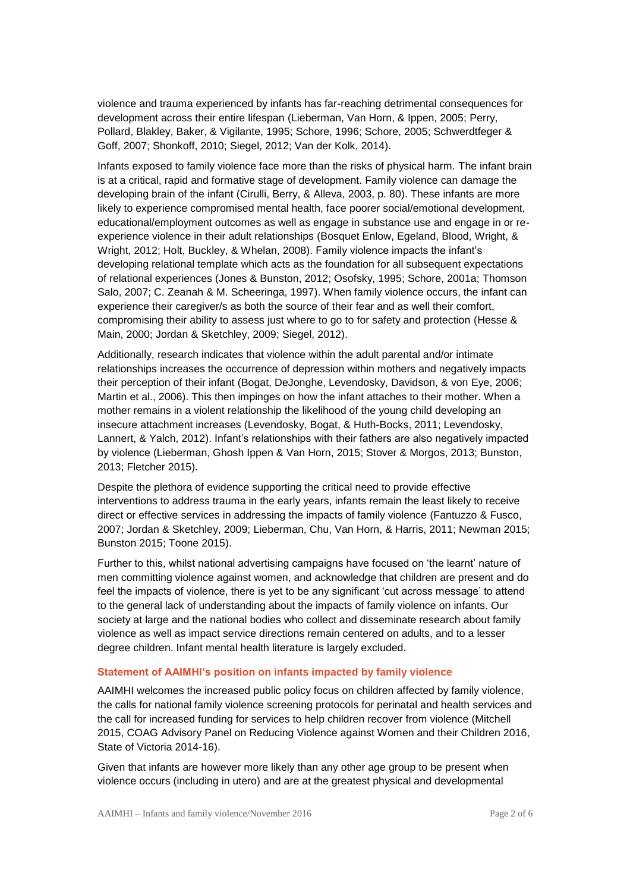violence and trauma experienced by infants has far-reaching detrimental consequences for development across their entire lifespan (Lieberman, Van Horn, & Ippen, 2005; Perry, Pollard, Blakley, Baker, & Vigilante, 1995; Schore, 1996; Schore, 2005; Schwerdtfeger & Goff, 2007; Shonkoff, 2010; Siegel, 2012; Van der Kolk, 2014).

Infants exposed to family violence face more than the risks of physical harm. The infant brain is at a critical, rapid and formative stage of development. Family violence can damage the developing brain of the infant (Cirulli, Berry, & Alleva, 2003, p. 80). These infants are more likely to experience compromised mental health, face poorer social/emotional development, educational/employment outcomes as well as engage in substance use and engage in or re-experience violence in their adult relationships (Bosquet Enlow, Egeland, Blood, Wright, & Wright, 2012; Holt, Buckley, & Whelan, 2008). Family violence impacts the infant's developing relational template which acts as the foundation for all subsequent expectations of relational experiences (Jones & Bunston, 2012; Osofsky, 1995; Schore, 2001a; Thomson Salo, 2007; C. Zeanah & M. Scheeringa, 1997). When family violence occurs, the infant can experience their caregiver/s as both the source of their fear and as well their comfort, compromising their ability to assess just where to go to for safety and protection (Hesse & Main, 2000; Jordan & Sketchley, 2009; Siegel, 2012).

Additionally, research indicates that violence within the adult parental and/or intimate relationships increases the occurrence of depression within mothers and negatively impacts their perception of their infant (Bogat, DeJonghe, Levendosky, Davidson, & von Eye, 2006; Martin et al., 2006). This then impinges on how the infant attaches to their mother. When a mother remains in a violent relationship the likelihood of the young child developing an insecure attachment increases (Levendosky, Bogat, & Huth-Bocks, 2011; Levendosky, Lannert, & Yalch, 2012). Infant's relationships with their fathers are also negatively impacted by violence (Lieberman, Ghosh Ippen & Van Horn, 2015; Stover & Morgos, 2013; Bunston, 2013; Fletcher 2015).

Despite the plethora of evidence supporting the critical need to provide effective interventions to address trauma in the early years, infants remain the least likely to receive direct or effective services in addressing the impacts of family violence (Fantuzzo & Fusco, 2007; Jordan & Sketchley, 2009; Lieberman, Chu, Van Horn, & Harris, 2011; Newman 2015; Bunston 2015; Toone 2015).

Further to this, whilst national advertising campaigns have focused on 'the learnt' nature of men committing violence against women, and acknowledge that children are present and do feel the impacts of violence, there is yet to be any significant 'cut across message' to attend to the general lack of understanding about the impacts of family violence on infants. Our society at large and the national bodies who collect and disseminate research about family violence as well as impact service directions remain centered on adults, and to a lesser degree children. Infant mental health literature is largely excluded.

### Statement of AAIMHI's position on infants impacted by family violence

AAIMHI welcomes the increased public policy focus on children affected by family violence, the calls for national family violence screening protocols for perinatal and health services and the call for increased funding for services to help children recover from violence (Mitchell 2015, COAG Advisory Panel on Reducing Violence against Women and their Children 2016, State of Victoria 2014-16).

Given that infants are however more likely than any other age group to be present when violence occurs (including in utero) and are at the greatest physical and developmental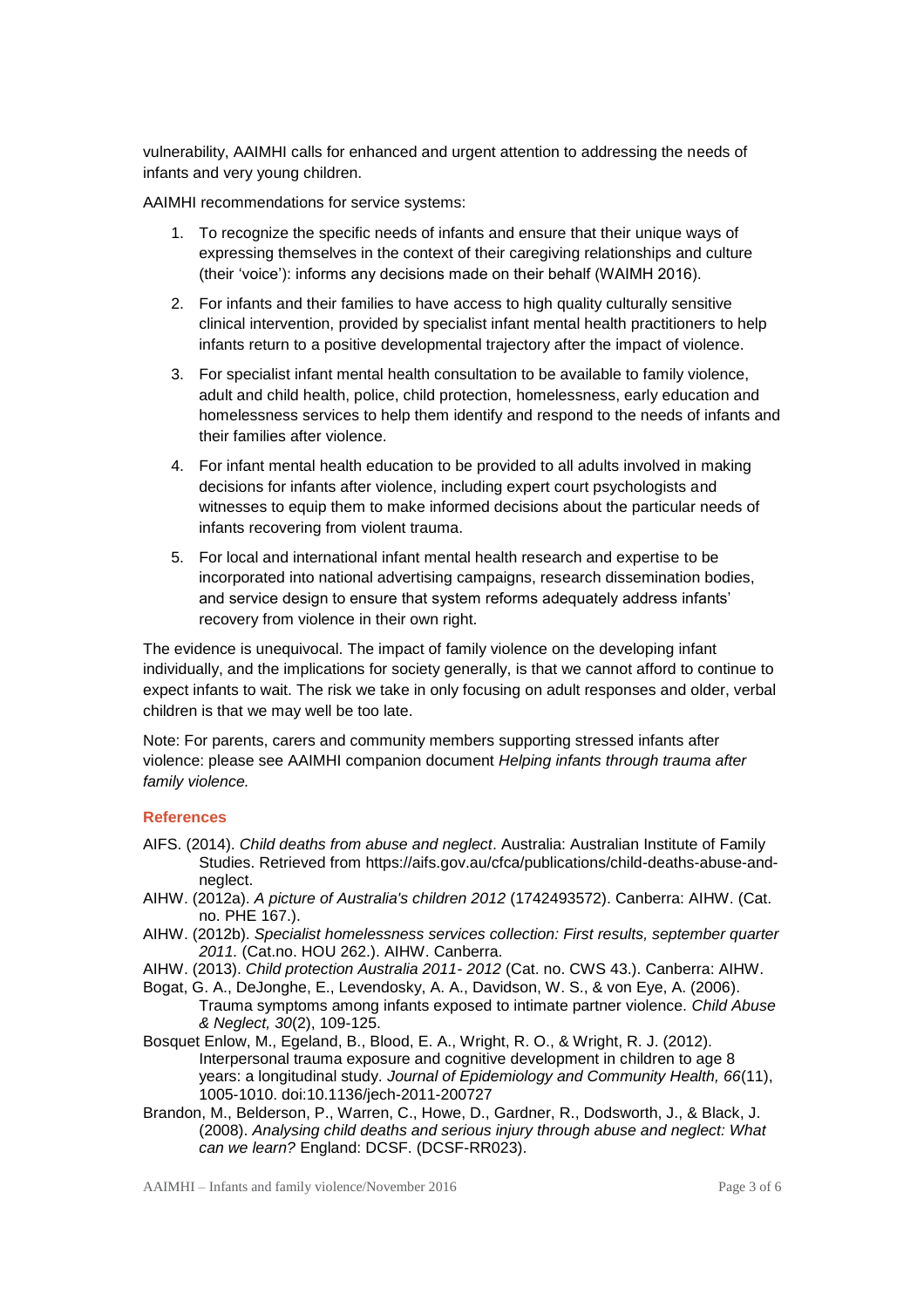vulnerability, AAIMHI calls for enhanced and urgent attention to addressing the needs of infants and very young children.

AAIMHI recommendations for service systems:

1. To recognize the specific needs of infants and ensure that their unique ways of expressing themselves in the context of their caregiving relationships and culture (their 'voice'): informs any decisions made on their behalf (WAIMH 2016).
2. For infants and their families to have access to high quality culturally sensitive clinical intervention, provided by specialist infant mental health practitioners to help infants return to a positive developmental trajectory after the impact of violence.
3. For specialist infant mental health consultation to be available to family violence, adult and child health, police, child protection, homelessness, early education and homelessness services to help them identify and respond to the needs of infants and their families after violence.
4. For infant mental health education to be provided to all adults involved in making decisions for infants after violence, including expert court psychologists and witnesses to equip them to make informed decisions about the particular needs of infants recovering from violent trauma.
5. For local and international infant mental health research and expertise to be incorporated into national advertising campaigns, research dissemination bodies, and service design to ensure that system reforms adequately address infants' recovery from violence in their own right.

The evidence is unequivocal. The impact of family violence on the developing infant individually, and the implications for society generally, is that we cannot afford to continue to expect infants to wait. The risk we take in only focusing on adult responses and older, verbal children is that we may well be too late.

Note: For parents, carers and community members supporting stressed infants after violence: please see AAIMHI companion document *Helping infants through trauma after family violence.*

### References

AIFS. (2014). *Child deaths from abuse and neglect*. Australia: Australian Institute of Family Studies. Retrieved from https://aifs.gov.au/cfca/publications/child-deaths-abuse-and-neglect.

AIHW. (2012a). *A picture of Australia's children 2012* (1742493572). Canberra: AIHW. (Cat. no. PHE 167.).

AIHW. (2012b). *Specialist homelessness services collection: First results, september quarter 2011.* (Cat.no. HOU 262.). AIHW. Canberra.

AIHW. (2013). *Child protection Australia 2011- 2012* (Cat. no. CWS 43.). Canberra: AIHW.

Bogat, G. A., DeJonghe, E., Levendosky, A. A., Davidson, W. S., & von Eye, A. (2006). Trauma symptoms among infants exposed to intimate partner violence. *Child Abuse & Neglect, 30*(2), 109-125.

Bosquet Enlow, M., Egeland, B., Blood, E. A., Wright, R. O., & Wright, R. J. (2012). Interpersonal trauma exposure and cognitive development in children to age 8 years: a longitudinal study. *Journal of Epidemiology and Community Health, 66*(11), 1005-1010. doi:10.1136/jech-2011-200727

Brandon, M., Belderson, P., Warren, C., Howe, D., Gardner, R., Dodsworth, J., & Black, J. (2008). *Analysing child deaths and serious injury through abuse and neglect: What can we learn?* England: DCSF. (DCSF-RR023).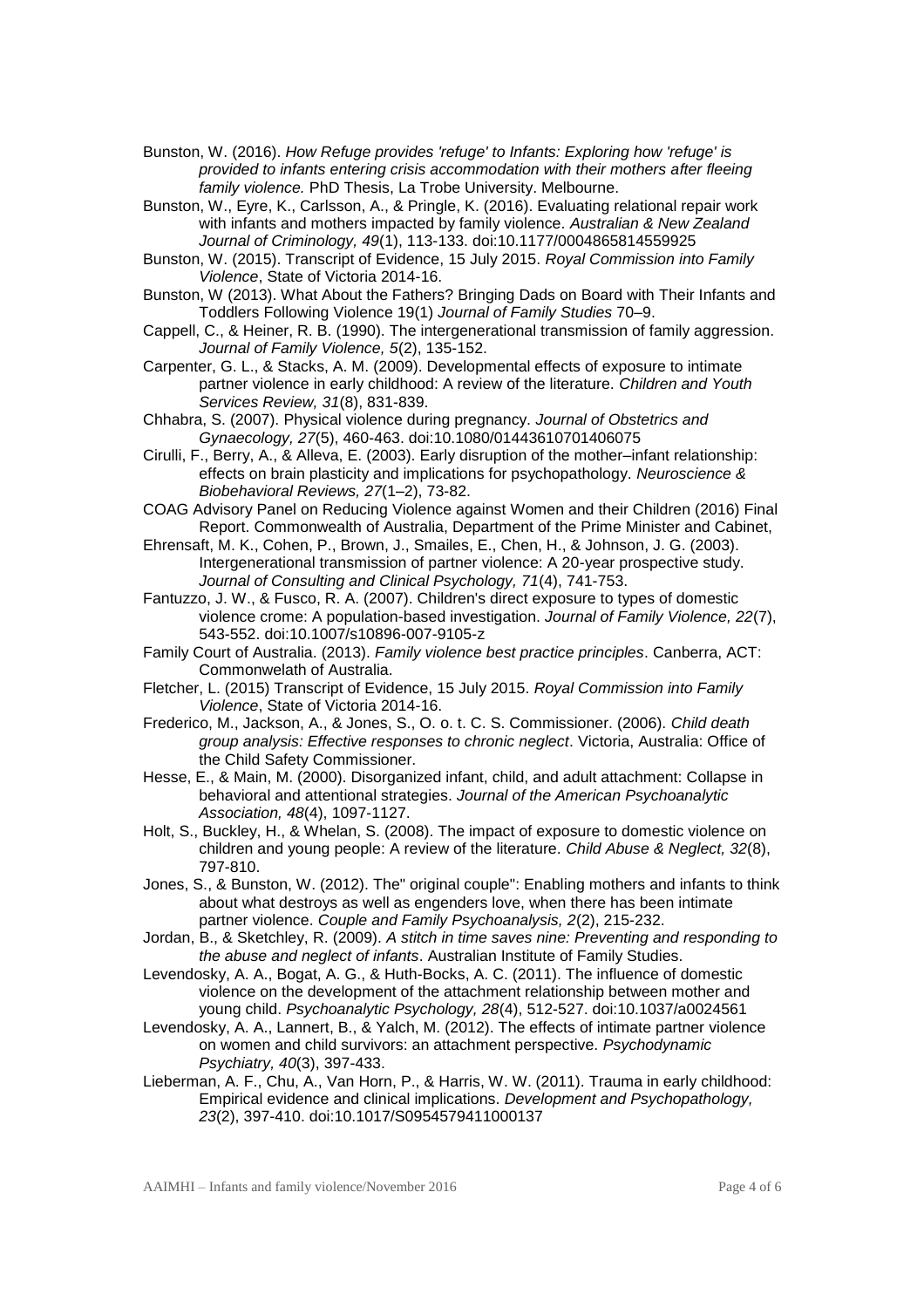Bunston, W. (2016). *How Refuge provides 'refuge' to Infants: Exploring how 'refuge' is provided to infants entering crisis accommodation with their mothers after fleeing family violence.* PhD Thesis, La Trobe University. Melbourne.

Bunston, W., Eyre, K., Carlsson, A., & Pringle, K. (2016). Evaluating relational repair work with infants and mothers impacted by family violence. *Australian & New Zealand Journal of Criminology, 49*(1), 113-133. doi:10.1177/0004865814559925

Bunston, W. (2015). Transcript of Evidence, 15 July 2015. *Royal Commission into Family Violence*, State of Victoria 2014-16.

Bunston, W (2013). What About the Fathers? Bringing Dads on Board with Their Infants and Toddlers Following Violence 19(1) *Journal of Family Studies* 70–9.

Cappell, C., & Heiner, R. B. (1990). The intergenerational transmission of family aggression. *Journal of Family Violence, 5*(2), 135-152.

Carpenter, G. L., & Stacks, A. M. (2009). Developmental effects of exposure to intimate partner violence in early childhood: A review of the literature. *Children and Youth Services Review, 31*(8), 831-839.

Chhabra, S. (2007). Physical violence during pregnancy. *Journal of Obstetrics and Gynaecology, 27*(5), 460-463. doi:10.1080/01443610701406075

Cirulli, F., Berry, A., & Alleva, E. (2003). Early disruption of the mother–infant relationship: effects on brain plasticity and implications for psychopathology. *Neuroscience & Biobehavioral Reviews, 27*(1–2), 73-82.

COAG Advisory Panel on Reducing Violence against Women and their Children (2016) Final Report. Commonwealth of Australia, Department of the Prime Minister and Cabinet,

Ehrensaft, M. K., Cohen, P., Brown, J., Smailes, E., Chen, H., & Johnson, J. G. (2003). Intergenerational transmission of partner violence: A 20-year prospective study. *Journal of Consulting and Clinical Psychology, 71*(4), 741-753.

Fantuzzo, J. W., & Fusco, R. A. (2007). Children's direct exposure to types of domestic violence crome: A population-based investigation. *Journal of Family Violence, 22*(7), 543-552. doi:10.1007/s10896-007-9105-z

Family Court of Australia. (2013). *Family violence best practice principles*. Canberra, ACT: Commonwelath of Australia.

Fletcher, L. (2015) Transcript of Evidence, 15 July 2015. *Royal Commission into Family Violence*, State of Victoria 2014-16.

Frederico, M., Jackson, A., & Jones, S., O. o. t. C. S. Commissioner. (2006). *Child death group analysis: Effective responses to chronic neglect*. Victoria, Australia: Office of the Child Safety Commissioner.

Hesse, E., & Main, M. (2000). Disorganized infant, child, and adult attachment: Collapse in behavioral and attentional strategies. *Journal of the American Psychoanalytic Association, 48*(4), 1097-1127.

Holt, S., Buckley, H., & Whelan, S. (2008). The impact of exposure to domestic violence on children and young people: A review of the literature. *Child Abuse & Neglect, 32*(8), 797-810.

Jones, S., & Bunston, W. (2012). The" original couple": Enabling mothers and infants to think about what destroys as well as engenders love, when there has been intimate partner violence. *Couple and Family Psychoanalysis, 2*(2), 215-232.

Jordan, B., & Sketchley, R. (2009). *A stitch in time saves nine: Preventing and responding to the abuse and neglect of infants*. Australian Institute of Family Studies.

Levendosky, A. A., Bogat, A. G., & Huth-Bocks, A. C. (2011). The influence of domestic violence on the development of the attachment relationship between mother and young child. *Psychoanalytic Psychology, 28*(4), 512-527. doi:10.1037/a0024561

Levendosky, A. A., Lannert, B., & Yalch, M. (2012). The effects of intimate partner violence on women and child survivors: an attachment perspective. *Psychodynamic Psychiatry, 40*(3), 397-433.

Lieberman, A. F., Chu, A., Van Horn, P., & Harris, W. W. (2011). Trauma in early childhood: Empirical evidence and clinical implications. *Development and Psychopathology, 23*(2), 397-410. doi:10.1017/S0954579411000137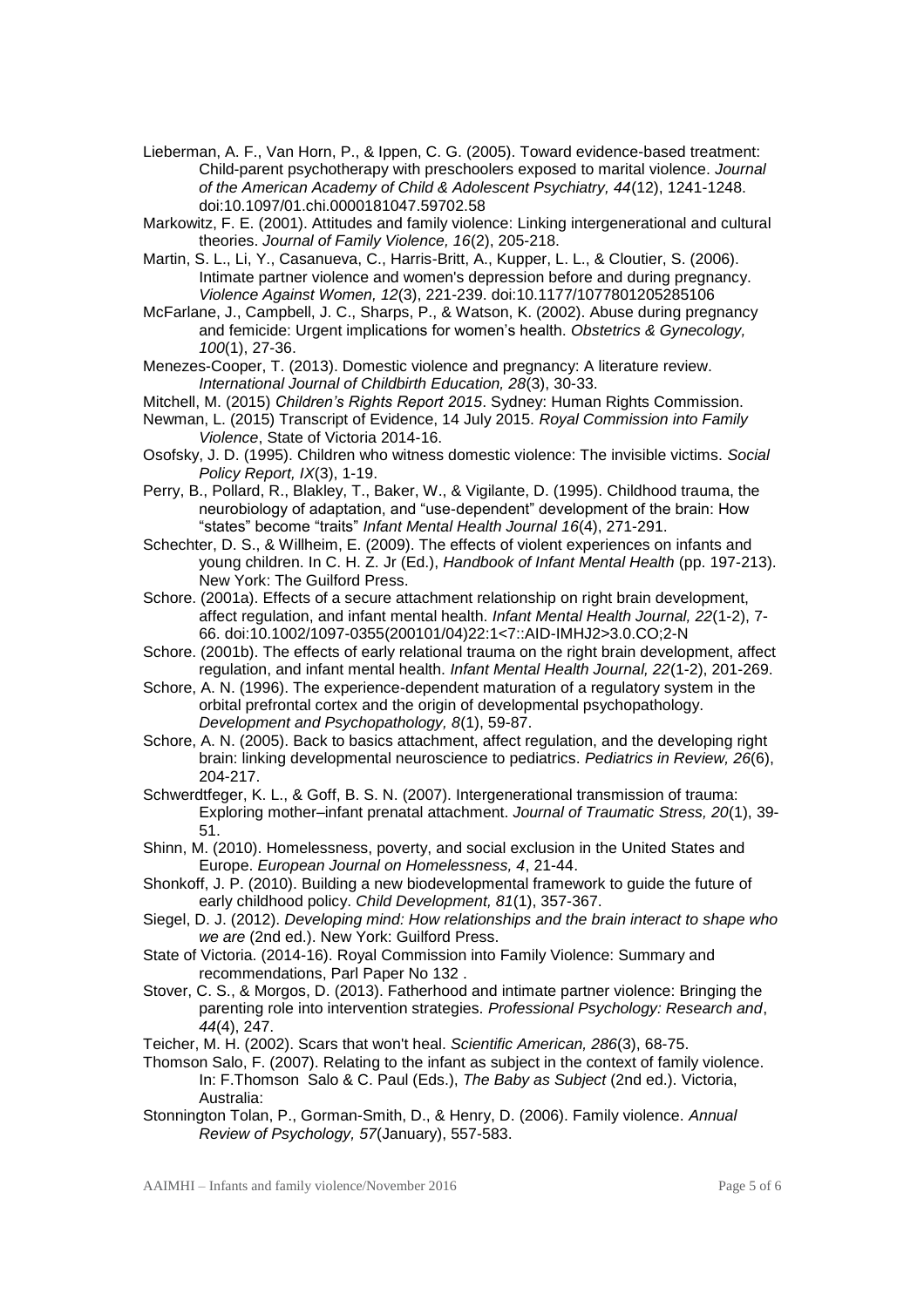Lieberman, A. F., Van Horn, P., & Ippen, C. G. (2005). Toward evidence-based treatment: Child-parent psychotherapy with preschoolers exposed to marital violence. *Journal of the American Academy of Child & Adolescent Psychiatry, 44*(12), 1241-1248. doi:10.1097/01.chi.0000181047.59702.58

Markowitz, F. E. (2001). Attitudes and family violence: Linking intergenerational and cultural theories. *Journal of Family Violence, 16*(2), 205-218.

Martin, S. L., Li, Y., Casanueva, C., Harris-Britt, A., Kupper, L. L., & Cloutier, S. (2006). Intimate partner violence and women's depression before and during pregnancy. *Violence Against Women, 12*(3), 221-239. doi:10.1177/1077801205285106

McFarlane, J., Campbell, J. C., Sharps, P., & Watson, K. (2002). Abuse during pregnancy and femicide: Urgent implications for women's health. *Obstetrics & Gynecology, 100*(1), 27-36.

Menezes-Cooper, T. (2013). Domestic violence and pregnancy: A literature review. *International Journal of Childbirth Education, 28*(3), 30-33.

Mitchell, M. (2015) *Children's Rights Report 2015*. Sydney: Human Rights Commission.

Newman, L. (2015) Transcript of Evidence, 14 July 2015. *Royal Commission into Family Violence*, State of Victoria 2014-16.

Osofsky, J. D. (1995). Children who witness domestic violence: The invisible victims. *Social Policy Report, IX*(3), 1-19.

Perry, B., Pollard, R., Blakley, T., Baker, W., & Vigilante, D. (1995). Childhood trauma, the neurobiology of adaptation, and "use-dependent" development of the brain: How "states" become "traits" *Infant Mental Health Journal 16*(4), 271-291.

Schechter, D. S., & Willheim, E. (2009). The effects of violent experiences on infants and young children. In C. H. Z. Jr (Ed.), *Handbook of Infant Mental Health* (pp. 197-213). New York: The Guilford Press.

Schore. (2001a). Effects of a secure attachment relationship on right brain development, affect regulation, and infant mental health. *Infant Mental Health Journal, 22*(1-2), 7-66. doi:10.1002/1097-0355(200101/04)22:1<7::AID-IMHJ2>3.0.CO;2-N

Schore. (2001b). The effects of early relational trauma on the right brain development, affect regulation, and infant mental health. *Infant Mental Health Journal, 22*(1-2), 201-269.

Schore, A. N. (1996). The experience-dependent maturation of a regulatory system in the orbital prefrontal cortex and the origin of developmental psychopathology. *Development and Psychopathology, 8*(1), 59-87.

Schore, A. N. (2005). Back to basics attachment, affect regulation, and the developing right brain: linking developmental neuroscience to pediatrics. *Pediatrics in Review, 26*(6), 204-217.

Schwerdtfeger, K. L., & Goff, B. S. N. (2007). Intergenerational transmission of trauma: Exploring mother–infant prenatal attachment. *Journal of Traumatic Stress, 20*(1), 39-51.

Shinn, M. (2010). Homelessness, poverty, and social exclusion in the United States and Europe. *European Journal on Homelessness, 4*, 21-44.

Shonkoff, J. P. (2010). Building a new biodevelopmental framework to guide the future of early childhood policy. *Child Development, 81*(1), 357-367.

Siegel, D. J. (2012). *Developing mind: How relationships and the brain interact to shape who we are* (2nd ed.). New York: Guilford Press.

State of Victoria. (2014-16). Royal Commission into Family Violence: Summary and recommendations, Parl Paper No 132 .

Stover, C. S., & Morgos, D. (2013). Fatherhood and intimate partner violence: Bringing the parenting role into intervention strategies. *Professional Psychology: Research and*, *44*(4), 247.

Teicher, M. H. (2002). Scars that won't heal. *Scientific American, 286*(3), 68-75.

Thomson Salo, F. (2007). Relating to the infant as subject in the context of family violence. In: F.Thomson Salo & C. Paul (Eds.), *The Baby as Subject* (2nd ed.). Victoria, Australia:

Stonnington Tolan, P., Gorman-Smith, D., & Henry, D. (2006). Family violence. *Annual Review of Psychology, 57*(January), 557-583.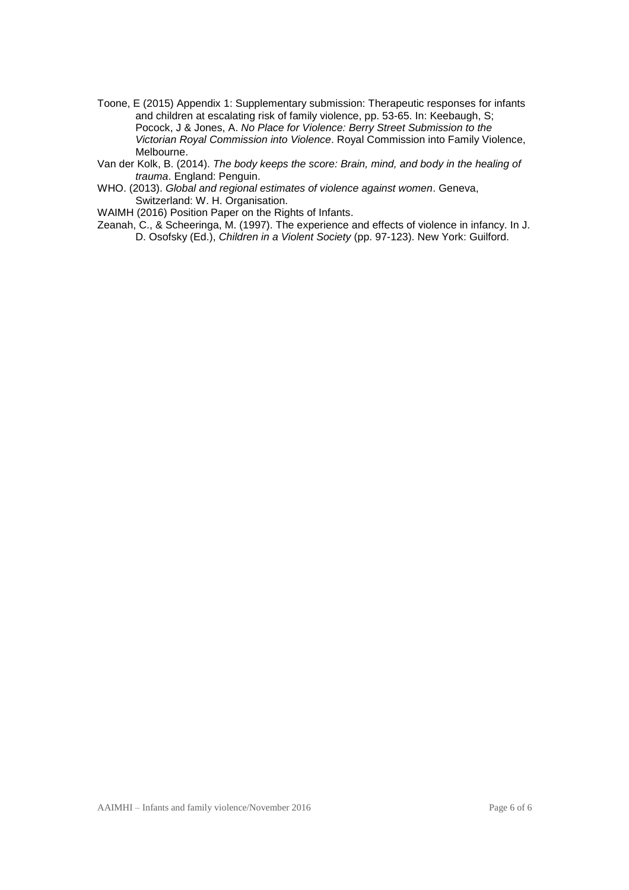Toone, E (2015) Appendix 1: Supplementary submission: Therapeutic responses for infants and children at escalating risk of family violence, pp. 53-65. In: Keebaugh, S; Pocock, J & Jones, A. *No Place for Violence: Berry Street Submission to the Victorian Royal Commission into Violence*. Royal Commission into Family Violence, Melbourne.

Van der Kolk, B. (2014). *The body keeps the score: Brain, mind, and body in the healing of trauma*. England: Penguin.

WHO. (2013). *Global and regional estimates of violence against women*. Geneva, Switzerland: W. H. Organisation.

WAIMH (2016) Position Paper on the Rights of Infants.

Zeanah, C., & Scheeringa, M. (1997). The experience and effects of violence in infancy. In J. D. Osofsky (Ed.), *Children in a Violent Society* (pp. 97-123). New York: Guilford.